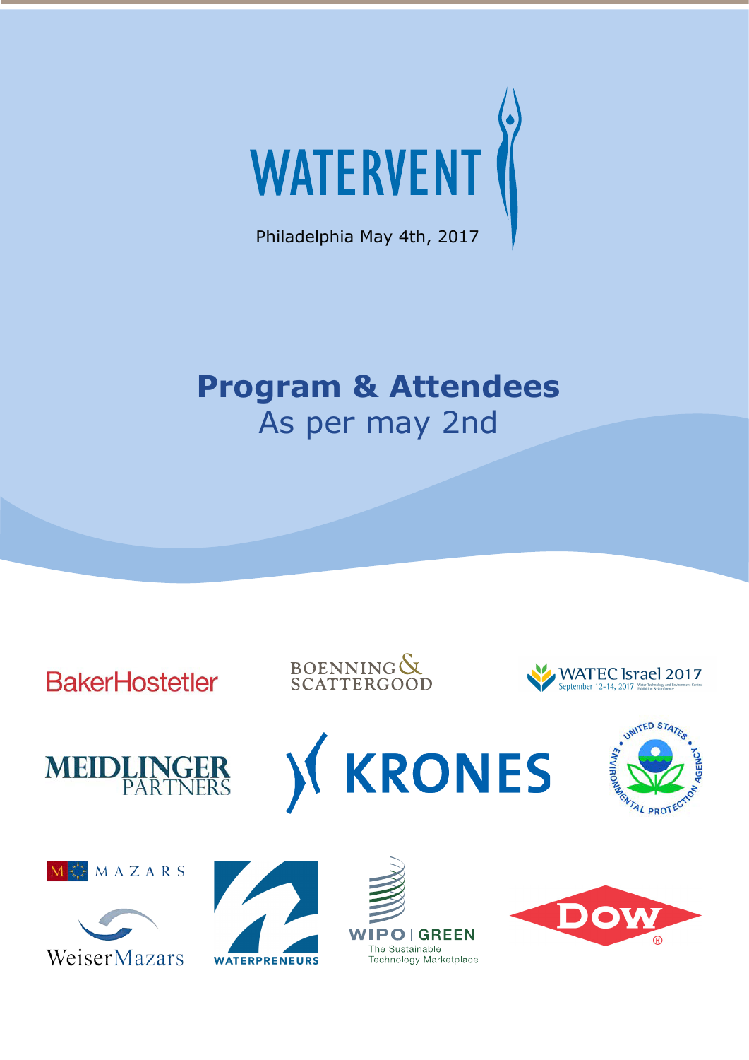# WATERVENT

Philadelphia May 4th, 2017

## Program & Attendees

As per may 2nd

BakerHostetler

BOENNING & SCATTERGOOD

WATEC Israel 2017
September 12-14, 2017

MEIDLINGER PARTNERS

KRONES

UNITED STATES ENVIRONMENTAL PROTECTION AGENCY

MAZARS

WeiserMazars

WATERPRENEURS

WIPO | GREEN
The Sustainable Technology Marketplace

DOW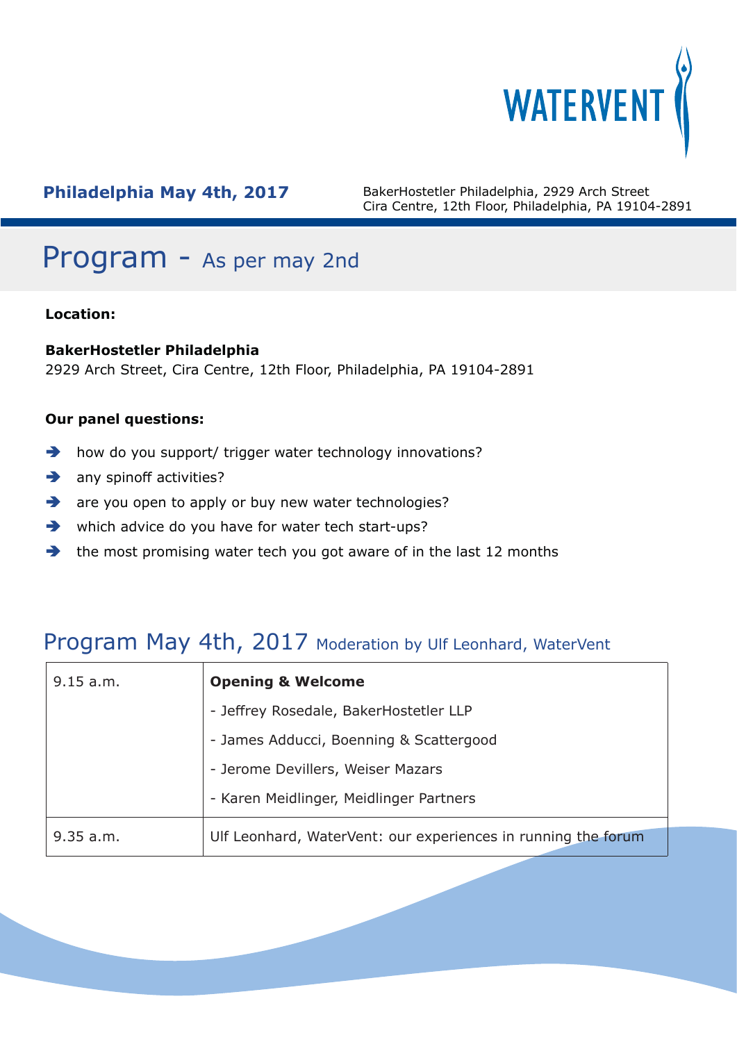**Philadelphia May 4th, 2017**

BakerHostetler Philadelphia, 2929 Arch Street
Cira Centre, 12th Floor, Philadelphia, PA 19104-2891

# Program - As per may 2nd

**Location:**

**BakerHostetler Philadelphia**
2929 Arch Street, Cira Centre, 12th Floor, Philadelphia, PA 19104-2891

**Our panel questions:**

- how do you support/ trigger water technology innovations?
- any spinoff activities?
- are you open to apply or buy new water technologies?
- which advice do you have for water tech start-ups?
- the most promising water tech you got aware of in the last 12 months

## Program May 4th, 2017 Moderation by Ulf Leonhard, WaterVent

| | |
|---|---|
| 9.15 a.m. | **Opening & Welcome**<br>- Jeffrey Rosedale, BakerHostetler LLP<br>- James Adducci, Boenning & Scattergood<br>- Jerome Devillers, Weiser Mazars<br>- Karen Meidlinger, Meidlinger Partners |
| 9.35 a.m. | Ulf Leonhard, WaterVent: our experiences in running the forum |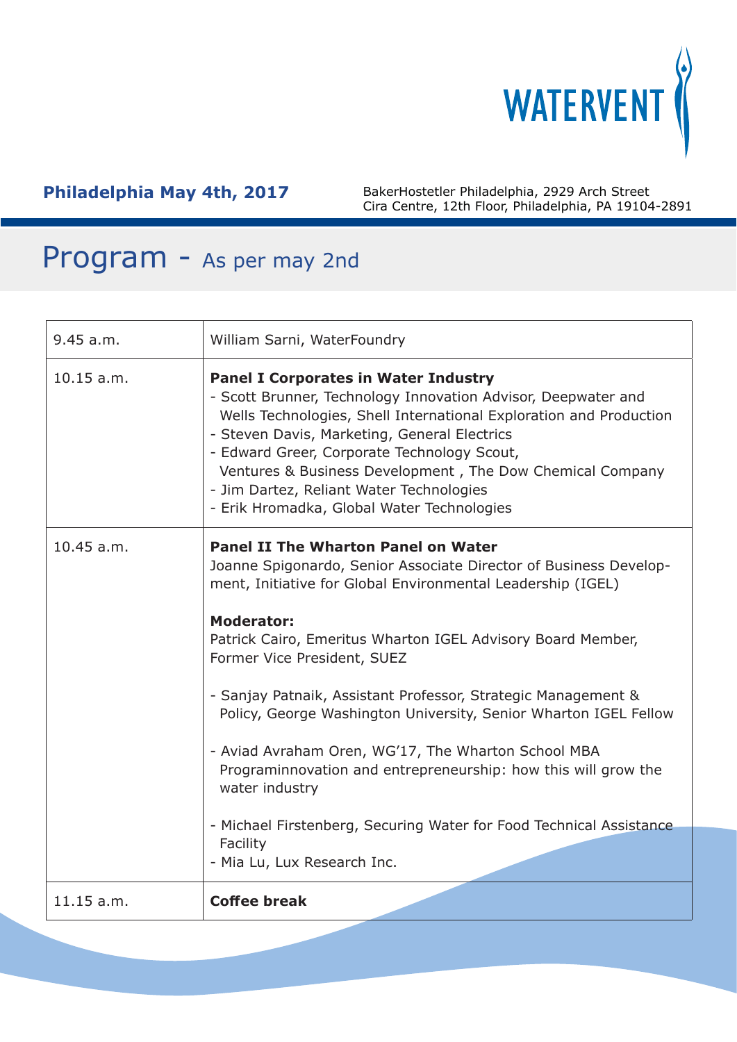WATERVENT

**Philadelphia May 4th, 2017**

BakerHostetler Philadelphia, 2929 Arch Street
Cira Centre, 12th Floor, Philadelphia, PA 19104-2891

# Program - As per may 2nd

| | |
|---|---|
| 9.45 a.m. | William Sarni, WaterFoundry |
| 10.15 a.m. | **Panel I Corporates in Water Industry**<br>- Scott Brunner, Technology Innovation Advisor, Deepwater and Wells Technologies, Shell International Exploration and Production<br>- Steven Davis, Marketing, General Electrics<br>- Edward Greer, Corporate Technology Scout, Ventures & Business Development , The Dow Chemical Company<br>- Jim Dartez, Reliant Water Technologies<br>- Erik Hromadka, Global Water Technologies |
| 10.45 a.m. | **Panel II The Wharton Panel on Water**<br>Joanne Spigonardo, Senior Associate Director of Business Development, Initiative for Global Environmental Leadership (IGEL)<br><br>**Moderator:**<br>Patrick Cairo, Emeritus Wharton IGEL Advisory Board Member, Former Vice President, SUEZ<br><br>- Sanjay Patnaik, Assistant Professor, Strategic Management & Policy, George Washington University, Senior Wharton IGEL Fellow<br><br>- Aviad Avraham Oren, WG'17, The Wharton School MBA Programinnovation and entrepreneurship: how this will grow the water industry<br><br>- Michael Firstenberg, Securing Water for Food Technical Assistance Facility<br>- Mia Lu, Lux Research Inc. |
| 11.15 a.m. | **Coffee break** |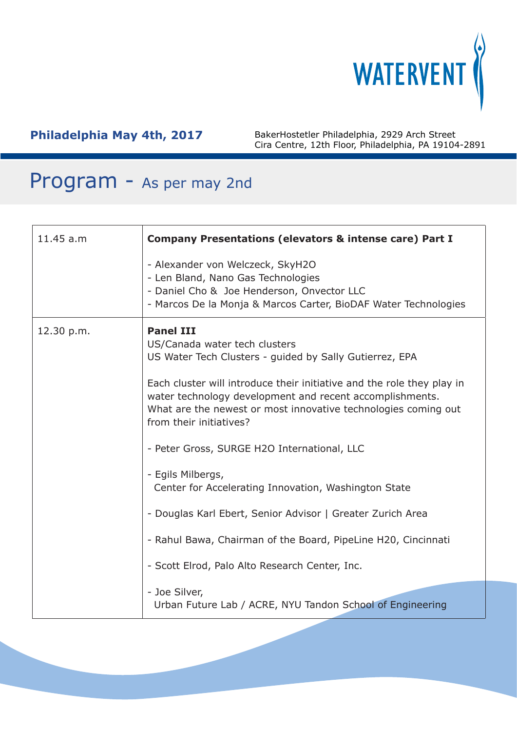WATERVENT

**Philadelphia May 4th, 2017**

BakerHostetler Philadelphia, 2929 Arch Street
Cira Centre, 12th Floor, Philadelphia, PA 19104-2891

# Program - As per may 2nd

| | |
|---|---|
| 11.45 a.m | **Company Presentations (elevators & intense care) Part I**<br><br>- Alexander von Welczeck, SkyH2O<br>- Len Bland, Nano Gas Technologies<br>- Daniel Cho & Joe Henderson, Onvector LLC<br>- Marcos De la Monja & Marcos Carter, BioDAF Water Technologies |
| 12.30 p.m. | **Panel III**<br>US/Canada water tech clusters<br>US Water Tech Clusters - guided by Sally Gutierrez, EPA<br><br>Each cluster will introduce their initiative and the role they play in water technology development and recent accomplishments. What are the newest or most innovative technologies coming out from their initiatives?<br><br>- Peter Gross, SURGE H2O International, LLC<br><br>- Egils Milbergs, Center for Accelerating Innovation, Washington State<br><br>- Douglas Karl Ebert, Senior Advisor \| Greater Zurich Area<br><br>- Rahul Bawa, Chairman of the Board, PipeLine H20, Cincinnati<br><br>- Scott Elrod, Palo Alto Research Center, Inc.<br><br>- Joe Silver, Urban Future Lab / ACRE, NYU Tandon School of Engineering |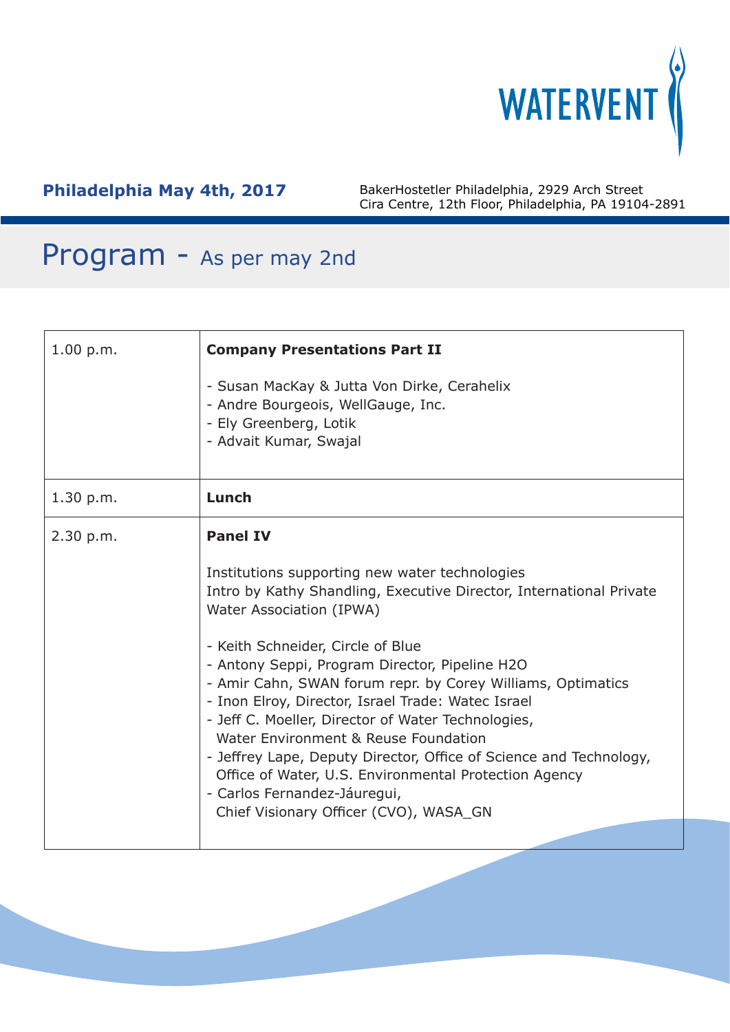WATERVENT

**Philadelphia May 4th, 2017**

BakerHostetler Philadelphia, 2929 Arch Street
Cira Centre, 12th Floor, Philadelphia, PA 19104-2891

# Program - As per may 2nd

| | |
|---|---|
| 1.00 p.m. | **Company Presentations Part II**<br><br>- Susan MacKay & Jutta Von Dirke, Cerahelix<br>- Andre Bourgeois, WellGauge, Inc.<br>- Ely Greenberg, Lotik<br>- Advait Kumar, Swajal |
| 1.30 p.m. | **Lunch** |
| 2.30 p.m. | **Panel IV**<br><br>Institutions supporting new water technologies<br>Intro by Kathy Shandling, Executive Director, International Private Water Association (IPWA)<br><br>- Keith Schneider, Circle of Blue<br>- Antony Seppi, Program Director, Pipeline H2O<br>- Amir Cahn, SWAN forum repr. by Corey Williams, Optimatics<br>- Inon Elroy, Director, Israel Trade: Watec Israel<br>- Jeff C. Moeller, Director of Water Technologies, Water Environment & Reuse Foundation<br>- Jeffrey Lape, Deputy Director, Office of Science and Technology, Office of Water, U.S. Environmental Protection Agency<br>- Carlos Fernandez-Jáuregui, Chief Visionary Officer (CVO), WASA_GN |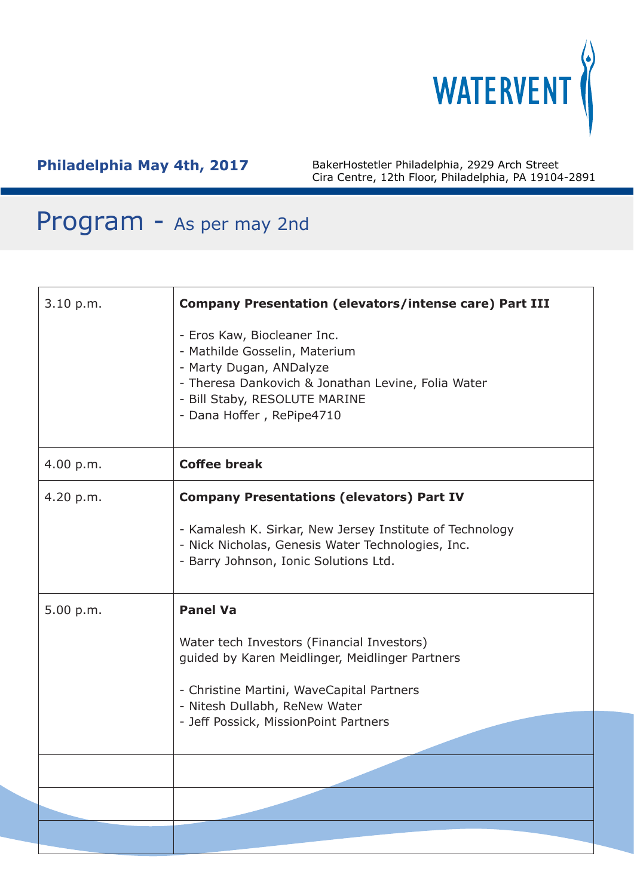WATERVENT

**Philadelphia May 4th, 2017**

BakerHostetler Philadelphia, 2929 Arch Street
Cira Centre, 12th Floor, Philadelphia, PA 19104-2891

# Program - As per may 2nd

| | |
|---|---|
| 3.10 p.m. | **Company Presentation (elevators/intense care) Part III**<br><br>- Eros Kaw, Biocleaner Inc.<br>- Mathilde Gosselin, Materium<br>- Marty Dugan, ANDalyze<br>- Theresa Dankovich & Jonathan Levine, Folia Water<br>- Bill Staby, RESOLUTE MARINE<br>- Dana Hoffer , RePipe4710 |
| 4.00 p.m. | **Coffee break** |
| 4.20 p.m. | **Company Presentations (elevators) Part IV**<br><br>- Kamalesh K. Sirkar, New Jersey Institute of Technology<br>- Nick Nicholas, Genesis Water Technologies, Inc.<br>- Barry Johnson, Ionic Solutions Ltd. |
| 5.00 p.m. | **Panel Va**<br><br>Water tech Investors (Financial Investors)<br>guided by Karen Meidlinger, Meidlinger Partners<br><br>- Christine Martini, WaveCapital Partners<br>- Nitesh Dullabh, ReNew Water<br>- Jeff Possick, MissionPoint Partners |
| | |
| | |
| | |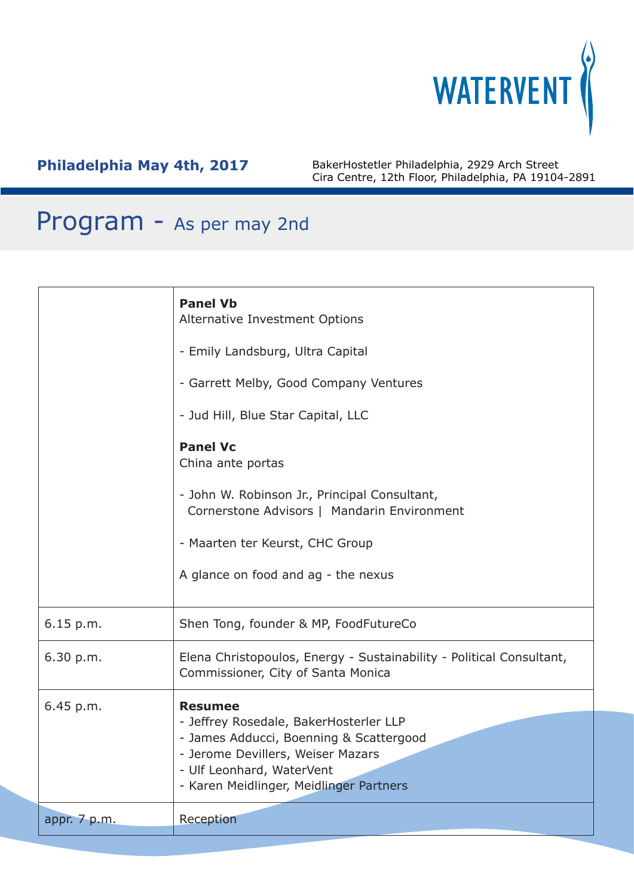WATERVENT

**Philadelphia May 4th, 2017**

BakerHostetler Philadelphia, 2929 Arch Street
Cira Centre, 12th Floor, Philadelphia, PA 19104-2891

# Program - As per may 2nd

| | |
|---|---|
| | **Panel Vb**<br>Alternative Investment Options<br><br>- Emily Landsburg, Ultra Capital<br><br>- Garrett Melby, Good Company Ventures<br><br>- Jud Hill, Blue Star Capital, LLC<br><br>**Panel Vc**<br>China ante portas<br><br>- John W. Robinson Jr., Principal Consultant, Cornerstone Advisors \| Mandarin Environment<br><br>- Maarten ter Keurst, CHC Group<br><br>A glance on food and ag - the nexus |
| 6.15 p.m. | Shen Tong, founder & MP, FoodFutureCo |
| 6.30 p.m. | Elena Christopoulos, Energy - Sustainability - Political Consultant, Commissioner, City of Santa Monica |
| 6.45 p.m. | **Resumee**<br>- Jeffrey Rosedale, BakerHosterler LLP<br>- James Adducci, Boenning & Scattergood<br>- Jerome Devillers, Weiser Mazars<br>- Ulf Leonhard, WaterVent<br>- Karen Meidlinger, Meidlinger Partners |
| appr. 7 p.m. | Reception |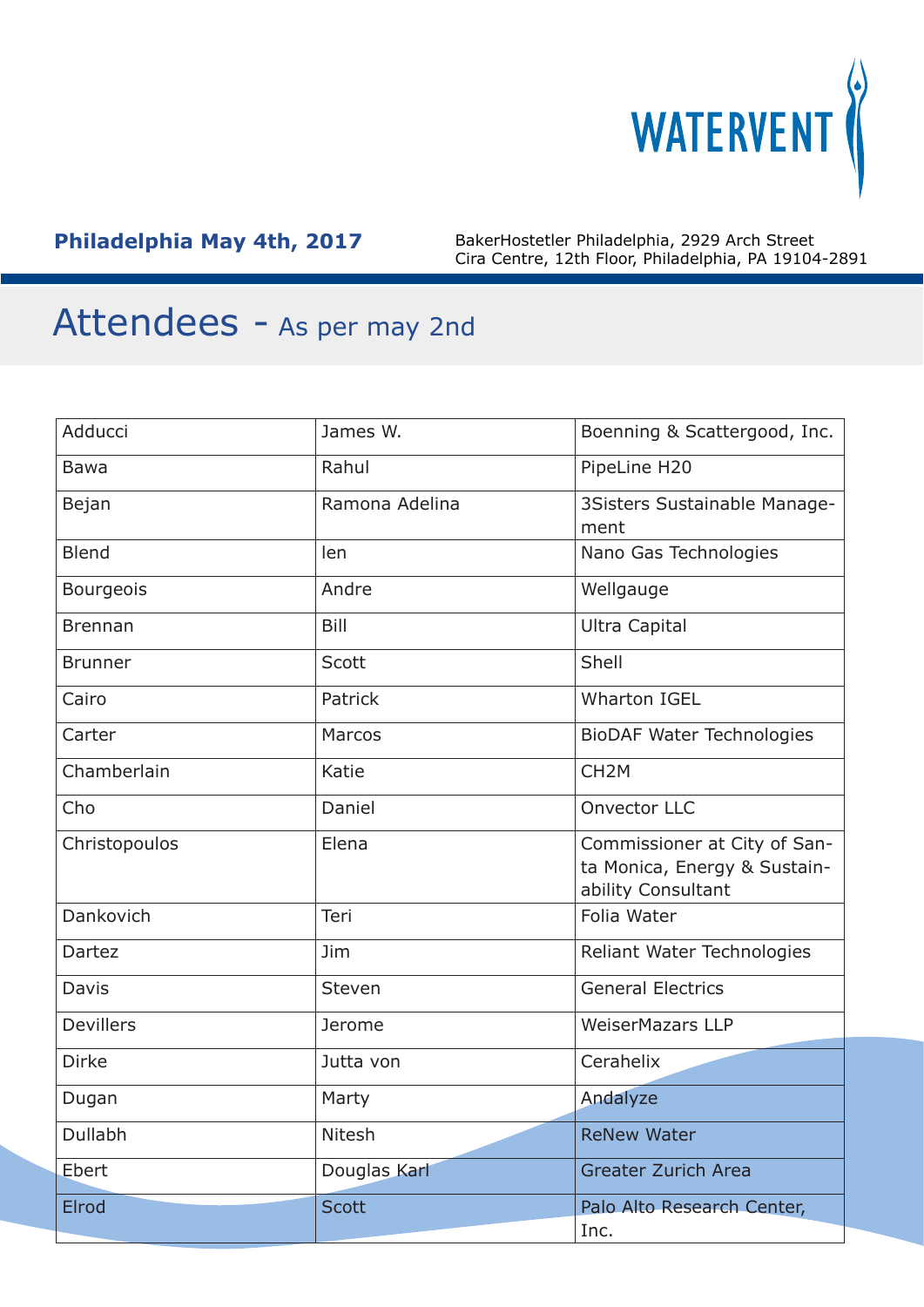**Philadelphia May 4th, 2017**

BakerHostetler Philadelphia, 2929 Arch Street
Cira Centre, 12th Floor, Philadelphia, PA 19104-2891

# Attendees - As per may 2nd

| | | |
|---|---|---|
| Adducci | James W. | Boenning & Scattergood, Inc. |
| Bawa | Rahul | PipeLine H20 |
| Bejan | Ramona Adelina | 3Sisters Sustainable Management |
| Blend | len | Nano Gas Technologies |
| Bourgeois | Andre | Wellgauge |
| Brennan | Bill | Ultra Capital |
| Brunner | Scott | Shell |
| Cairo | Patrick | Wharton IGEL |
| Carter | Marcos | BioDAF Water Technologies |
| Chamberlain | Katie | CH2M |
| Cho | Daniel | Onvector LLC |
| Christopoulos | Elena | Commissioner at City of Santa Monica, Energy & Sustainability Consultant |
| Dankovich | Teri | Folia Water |
| Dartez | Jim | Reliant Water Technologies |
| Davis | Steven | General Electrics |
| Devillers | Jerome | WeiserMazars LLP |
| Dirke | Jutta von | Cerahelix |
| Dugan | Marty | Andalyze |
| Dullabh | Nitesh | ReNew Water |
| Ebert | Douglas Karl | Greater Zurich Area |
| Elrod | Scott | Palo Alto Research Center, Inc. |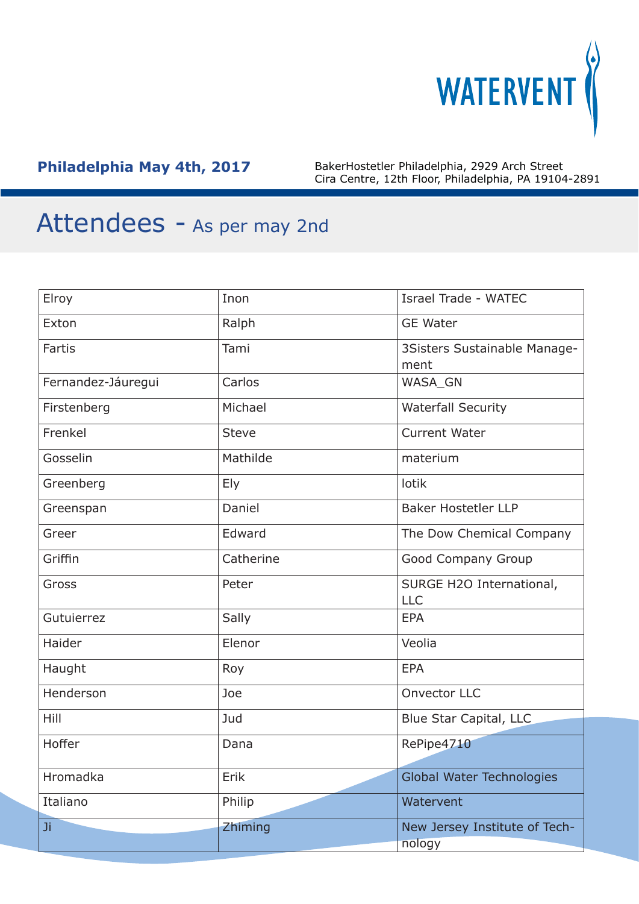**Philadelphia May 4th, 2017**

BakerHostetler Philadelphia, 2929 Arch Street
Cira Centre, 12th Floor, Philadelphia, PA 19104-2891

# Attendees - As per may 2nd

| | | |
|---|---|---|
| Elroy | Inon | Israel Trade - WATEC |
| Exton | Ralph | GE Water |
| Fartis | Tami | 3Sisters Sustainable Management |
| Fernandez-Jáuregui | Carlos | WASA_GN |
| Firstenberg | Michael | Waterfall Security |
| Frenkel | Steve | Current Water |
| Gosselin | Mathilde | materium |
| Greenberg | Ely | lotik |
| Greenspan | Daniel | Baker Hostetler LLP |
| Greer | Edward | The Dow Chemical Company |
| Griffin | Catherine | Good Company Group |
| Gross | Peter | SURGE H2O International, LLC |
| Gutuierrez | Sally | EPA |
| Haider | Elenor | Veolia |
| Haught | Roy | EPA |
| Henderson | Joe | Onvector LLC |
| Hill | Jud | Blue Star Capital, LLC |
| Hoffer | Dana | RePipe4710 |
| Hromadka | Erik | Global Water Technologies |
| Italiano | Philip | Watervent |
| Ji | Zhiming | New Jersey Institute of Technology |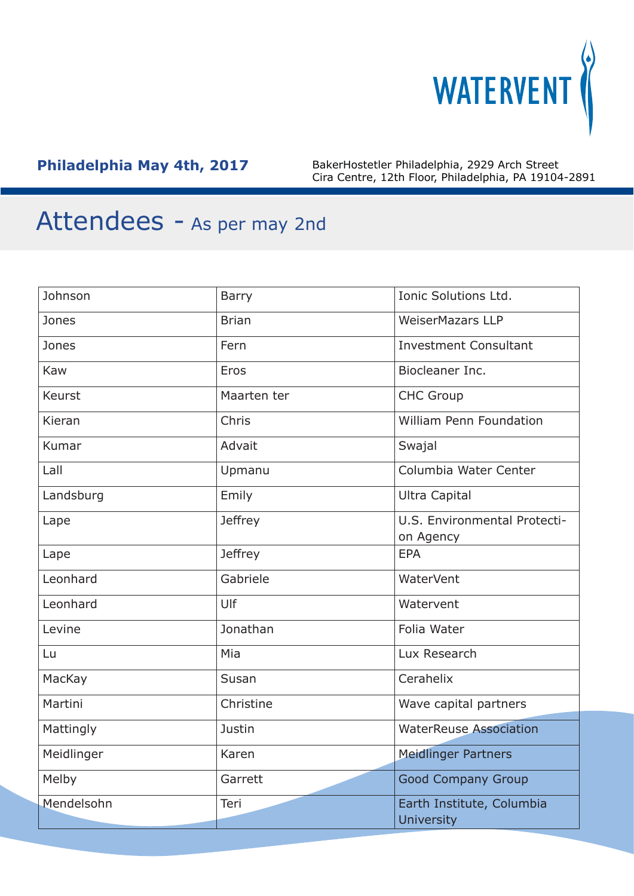WATERVENT

**Philadelphia May 4th, 2017**

BakerHostetler Philadelphia, 2929 Arch Street
Cira Centre, 12th Floor, Philadelphia, PA 19104-2891

# Attendees - As per may 2nd

| | | |
|---|---|---|
| Johnson | Barry | Ionic Solutions Ltd. |
| Jones | Brian | WeiserMazars LLP |
| Jones | Fern | Investment Consultant |
| Kaw | Eros | Biocleaner Inc. |
| Keurst | Maarten ter | CHC Group |
| Kieran | Chris | William Penn Foundation |
| Kumar | Advait | Swajal |
| Lall | Upmanu | Columbia Water Center |
| Landsburg | Emily | Ultra Capital |
| Lape | Jeffrey | U.S. Environmental Protection Agency |
| Lape | Jeffrey | EPA |
| Leonhard | Gabriele | WaterVent |
| Leonhard | Ulf | Watervent |
| Levine | Jonathan | Folia Water |
| Lu | Mia | Lux Research |
| MacKay | Susan | Cerahelix |
| Martini | Christine | Wave capital partners |
| Mattingly | Justin | WaterReuse Association |
| Meidlinger | Karen | Meidlinger Partners |
| Melby | Garrett | Good Company Group |
| Mendelsohn | Teri | Earth Institute, Columbia University |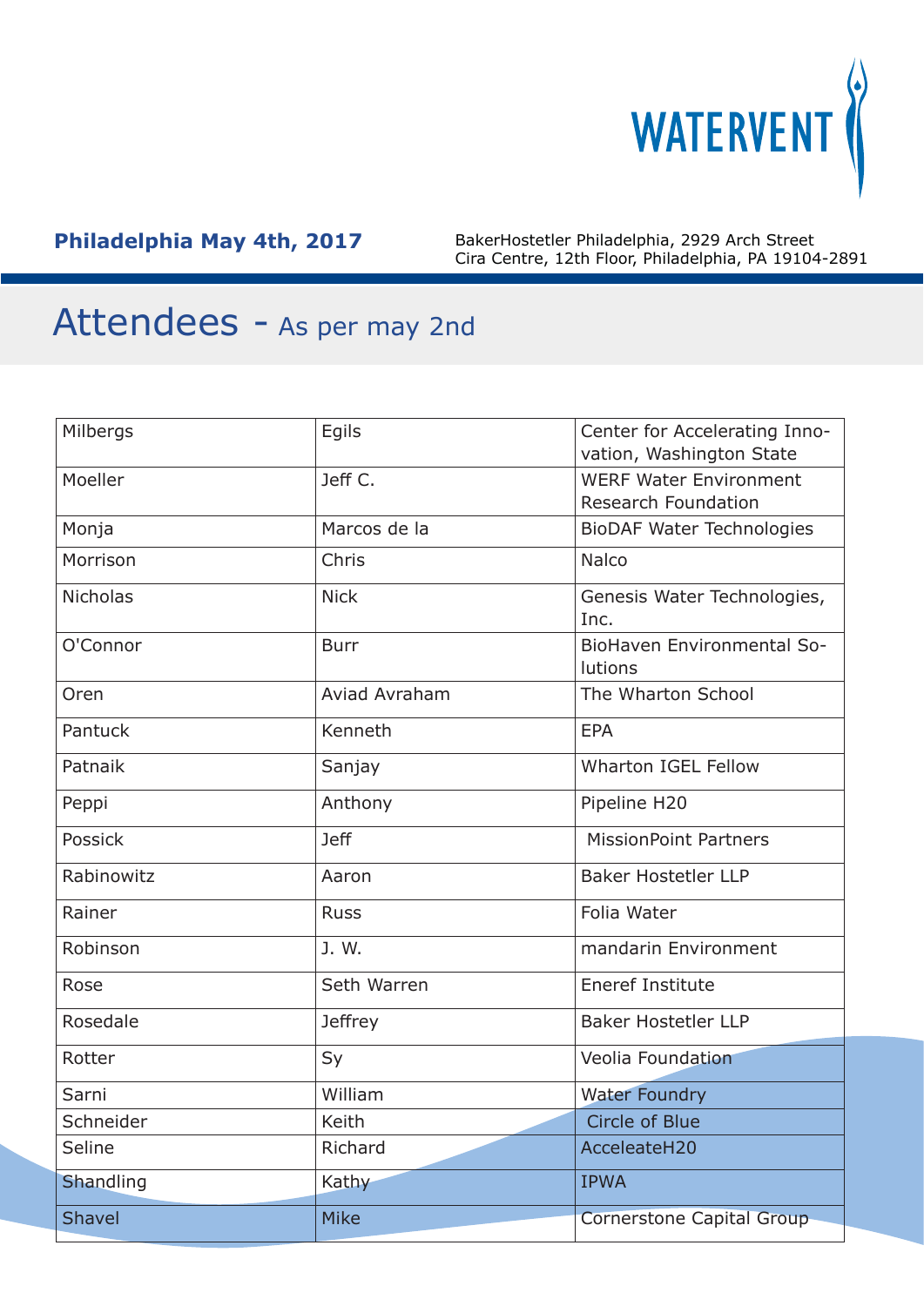**Philadelphia May 4th, 2017**

BakerHostetler Philadelphia, 2929 Arch Street
Cira Centre, 12th Floor, Philadelphia, PA 19104-2891

# Attendees - As per may 2nd

| | | |
|---|---|---|
| Milbergs | Egils | Center for Accelerating Innovation, Washington State |
| Moeller | Jeff C. | WERF Water Environment Research Foundation |
| Monja | Marcos de la | BioDAF Water Technologies |
| Morrison | Chris | Nalco |
| Nicholas | Nick | Genesis Water Technologies, Inc. |
| O'Connor | Burr | BioHaven Environmental Solutions |
| Oren | Aviad Avraham | The Wharton School |
| Pantuck | Kenneth | EPA |
| Patnaik | Sanjay | Wharton IGEL Fellow |
| Peppi | Anthony | Pipeline H20 |
| Possick | Jeff | MissionPoint Partners |
| Rabinowitz | Aaron | Baker Hostetler LLP |
| Rainer | Russ | Folia Water |
| Robinson | J. W. | mandarin Environment |
| Rose | Seth Warren | Eneref Institute |
| Rosedale | Jeffrey | Baker Hostetler LLP |
| Rotter | Sy | Veolia Foundation |
| Sarni | William | Water Foundry |
| Schneider | Keith | Circle of Blue |
| Seline | Richard | AcceleateH20 |
| Shandling | Kathy | IPWA |
| Shavel | Mike | Cornerstone Capital Group |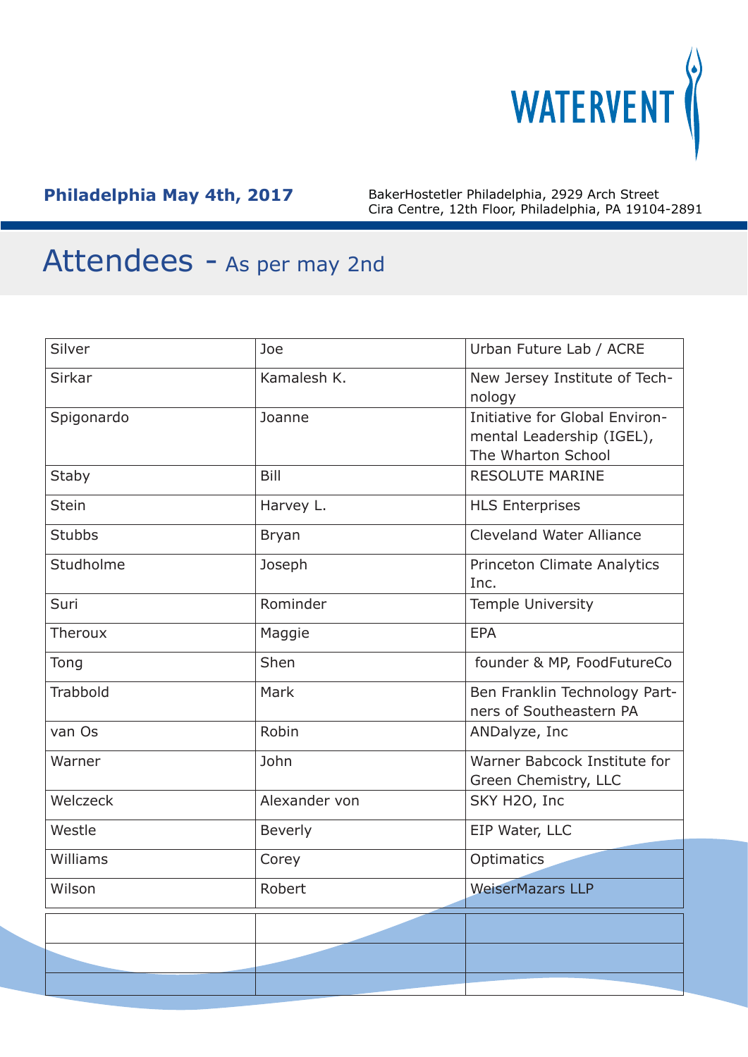WATERVENT

**Philadelphia May 4th, 2017**

BakerHostetler Philadelphia, 2929 Arch Street
Cira Centre, 12th Floor, Philadelphia, PA 19104-2891

# Attendees - As per may 2nd

| | | |
|---|---|---|
| Silver | Joe | Urban Future Lab / ACRE |
| Sirkar | Kamalesh K. | New Jersey Institute of Technology |
| Spigonardo | Joanne | Initiative for Global Environmental Leadership (IGEL), The Wharton School |
| Staby | Bill | RESOLUTE MARINE |
| Stein | Harvey L. | HLS Enterprises |
| Stubbs | Bryan | Cleveland Water Alliance |
| Studholme | Joseph | Princeton Climate Analytics Inc. |
| Suri | Rominder | Temple University |
| Theroux | Maggie | EPA |
| Tong | Shen | founder & MP, FoodFutureCo |
| Trabbold | Mark | Ben Franklin Technology Partners of Southeastern PA |
| van Os | Robin | ANDalyze, Inc |
| Warner | John | Warner Babcock Institute for Green Chemistry, LLC |
| Welczeck | Alexander von | SKY H2O, Inc |
| Westle | Beverly | EIP Water, LLC |
| Williams | Corey | Optimatics |
| Wilson | Robert | WeiserMazars LLP |
| | | |
| | | |
| | | |